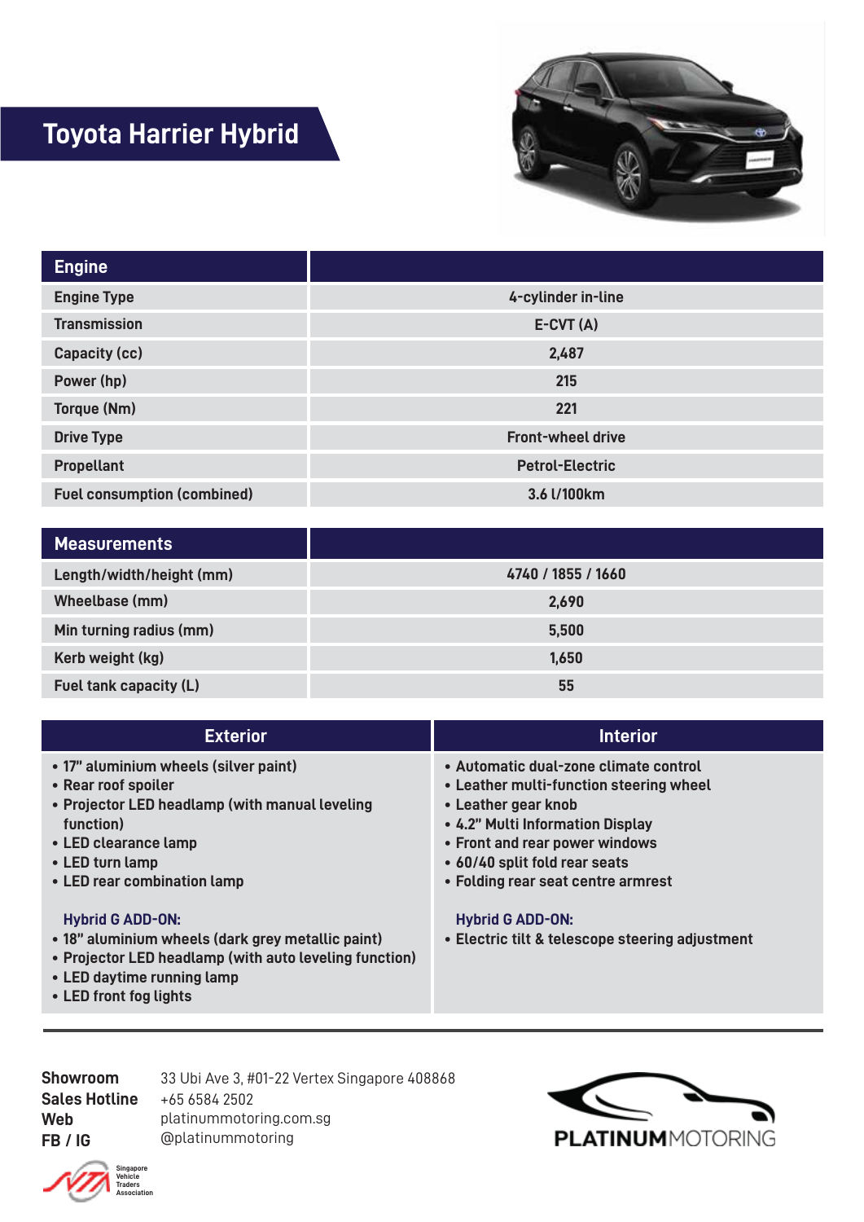# Toyota Harrier Hybrid

| Engine | |
|---|---|
| Engine Type | 4-cylinder in-line |
| Transmission | E-CVT (A) |
| Capacity (cc) | 2,487 |
| Power (hp) | 215 |
| Torque (Nm) | 221 |
| Drive Type | Front-wheel drive |
| Propellant | Petrol-Electric |
| Fuel consumption (combined) | 3.6 l/100km |

| Measurements | |
|---|---|
| Length/width/height (mm) | 4740 / 1855 / 1660 |
| Wheelbase (mm) | 2,690 |
| Min turning radius (mm) | 5,500 |
| Kerb weight (kg) | 1,650 |
| Fuel tank capacity (L) | 55 |

## Exterior

- 17" aluminium wheels (silver paint)
- Rear roof spoiler
- Projector LED headlamp (with manual leveling function)
- LED clearance lamp
- LED turn lamp
- LED rear combination lamp

**Hybrid G ADD-ON:**

- 18" aluminium wheels (dark grey metallic paint)
- Projector LED headlamp (with auto leveling function)
- LED daytime running lamp
- LED front fog lights

## Interior

- Automatic dual-zone climate control
- Leather multi-function steering wheel
- Leather gear knob
- 4.2" Multi Information Display
- Front and rear power windows
- 60/40 split fold rear seats
- Folding rear seat centre armrest

**Hybrid G ADD-ON:**

- Electric tilt & telescope steering adjustment

---

**Showroom** 33 Ubi Ave 3, #01-22 Vertex Singapore 408868
**Sales Hotline** +65 6584 2502
**Web** platinummotoring.com.sg
**FB / IG** @platinummotoring

PLATINUMMOTORING

Singapore Vehicle Traders Association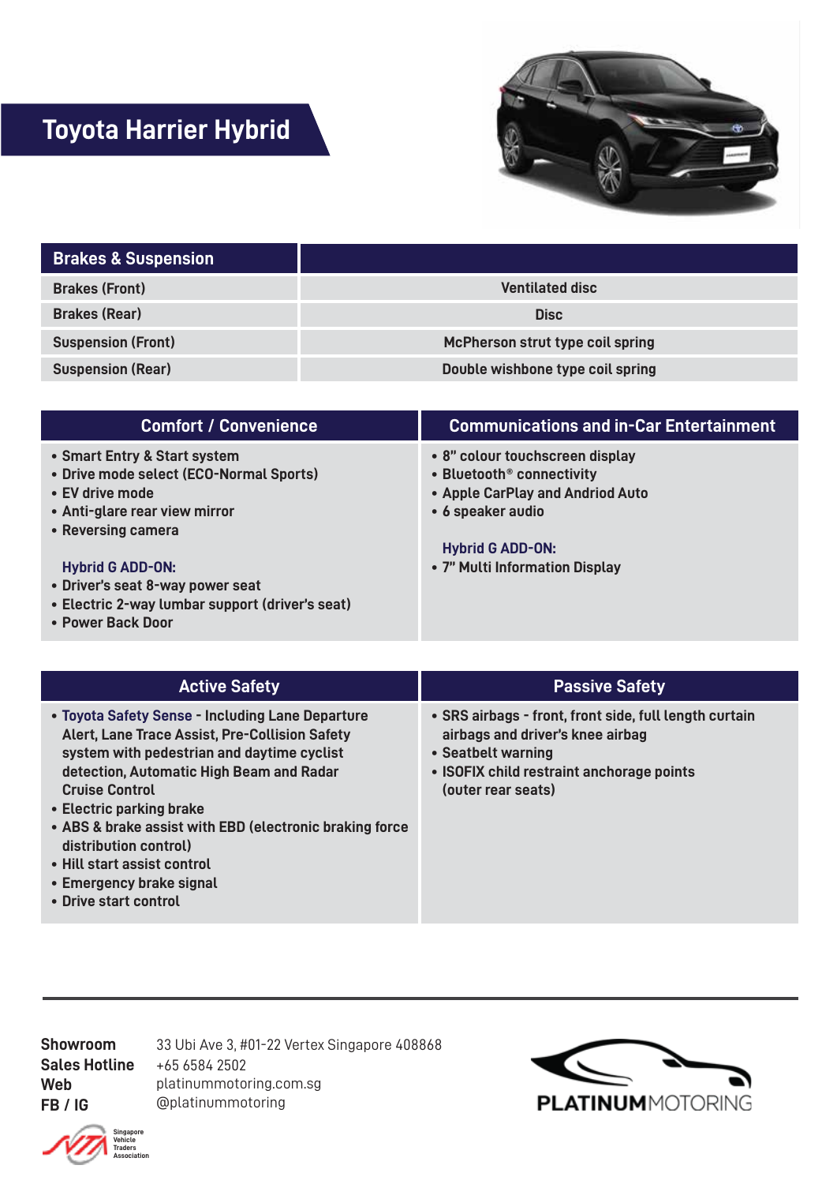# Toyota Harrier Hybrid

| Brakes & Suspension | |
|---|---|
| Brakes (Front) | Ventilated disc |
| Brakes (Rear) | Disc |
| Suspension (Front) | McPherson strut type coil spring |
| Suspension (Rear) | Double wishbone type coil spring |

## Comfort / Convenience

- Smart Entry & Start system
- Drive mode select (ECO-Normal Sports)
- EV drive mode
- Anti-glare rear view mirror
- Reversing camera

**Hybrid G ADD-ON:**

- Driver's seat 8-way power seat
- Electric 2-way lumbar support (driver's seat)
- Power Back Door

## Communications and in-Car Entertainment

- 8" colour touchscreen display
- Bluetooth® connectivity
- Apple CarPlay and Andriod Auto
- 6 speaker audio

**Hybrid G ADD-ON:**

- 7" Multi Information Display

## Active Safety

- Toyota Safety Sense - Including Lane Departure Alert, Lane Trace Assist, Pre-Collision Safety system with pedestrian and daytime cyclist detection, Automatic High Beam and Radar Cruise Control
- Electric parking brake
- ABS & brake assist with EBD (electronic braking force distribution control)
- Hill start assist control
- Emergency brake signal
- Drive start control

## Passive Safety

- SRS airbags - front, front side, full length curtain airbags and driver's knee airbag
- Seatbelt warning
- ISOFIX child restraint anchorage points (outer rear seats)

---

**Showroom** 33 Ubi Ave 3, #01-22 Vertex Singapore 408868
**Sales Hotline** +65 6584 2502
**Web** platinummotoring.com.sg
**FB / IG** @platinummotoring

PLATINUMMOTORING

Singapore Vehicle Traders Association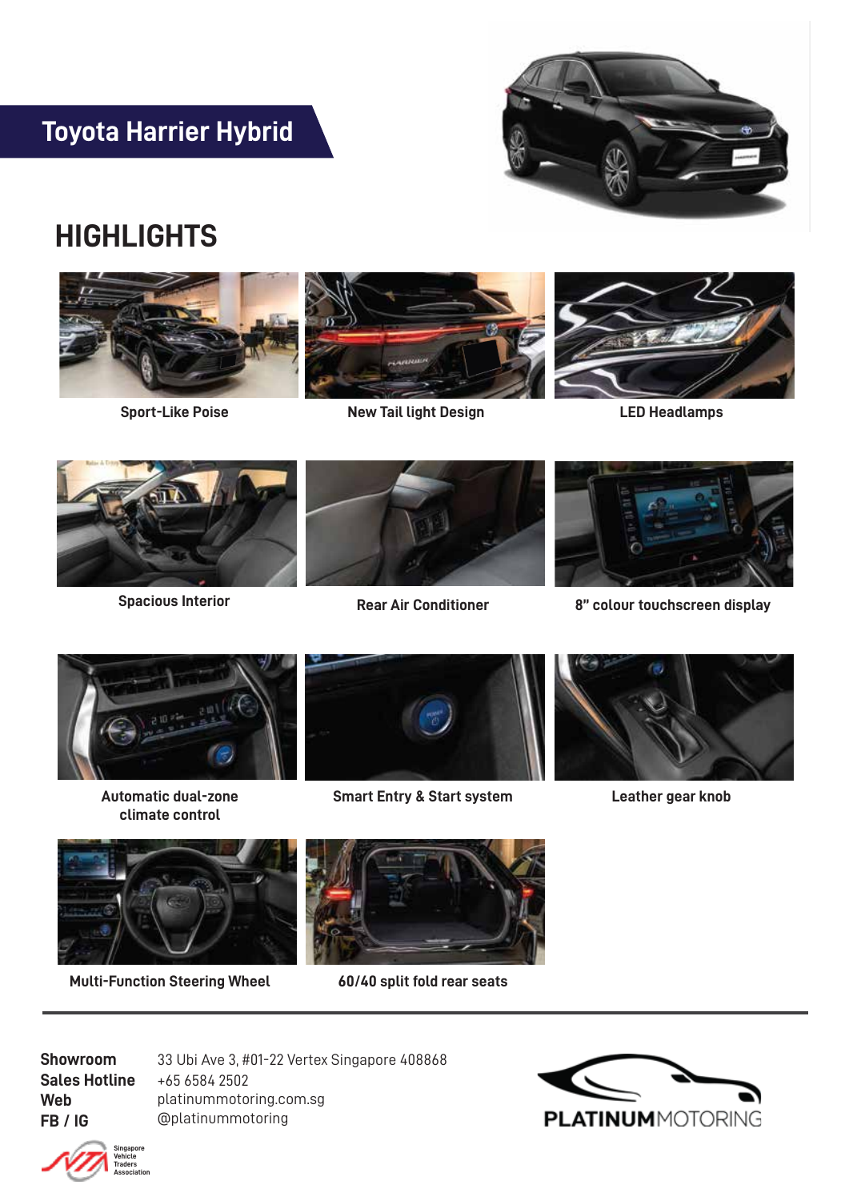# Toyota Harrier Hybrid

## HIGHLIGHTS

Sport-Like Poise

New Tail light Design

LED Headlamps

Spacious Interior

Rear Air Conditioner

8" colour touchscreen display

Automatic dual-zone climate control

Smart Entry & Start system

Leather gear knob

Multi-Function Steering Wheel

60/40 split fold rear seats

---

**Showroom** 33 Ubi Ave 3, #01-22 Vertex Singapore 408868
**Sales Hotline** +65 6584 2502
**Web** platinummotoring.com.sg
**FB / IG** @platinummotoring

Singapore Vehicle Traders Association

PLATINUMMOTORING